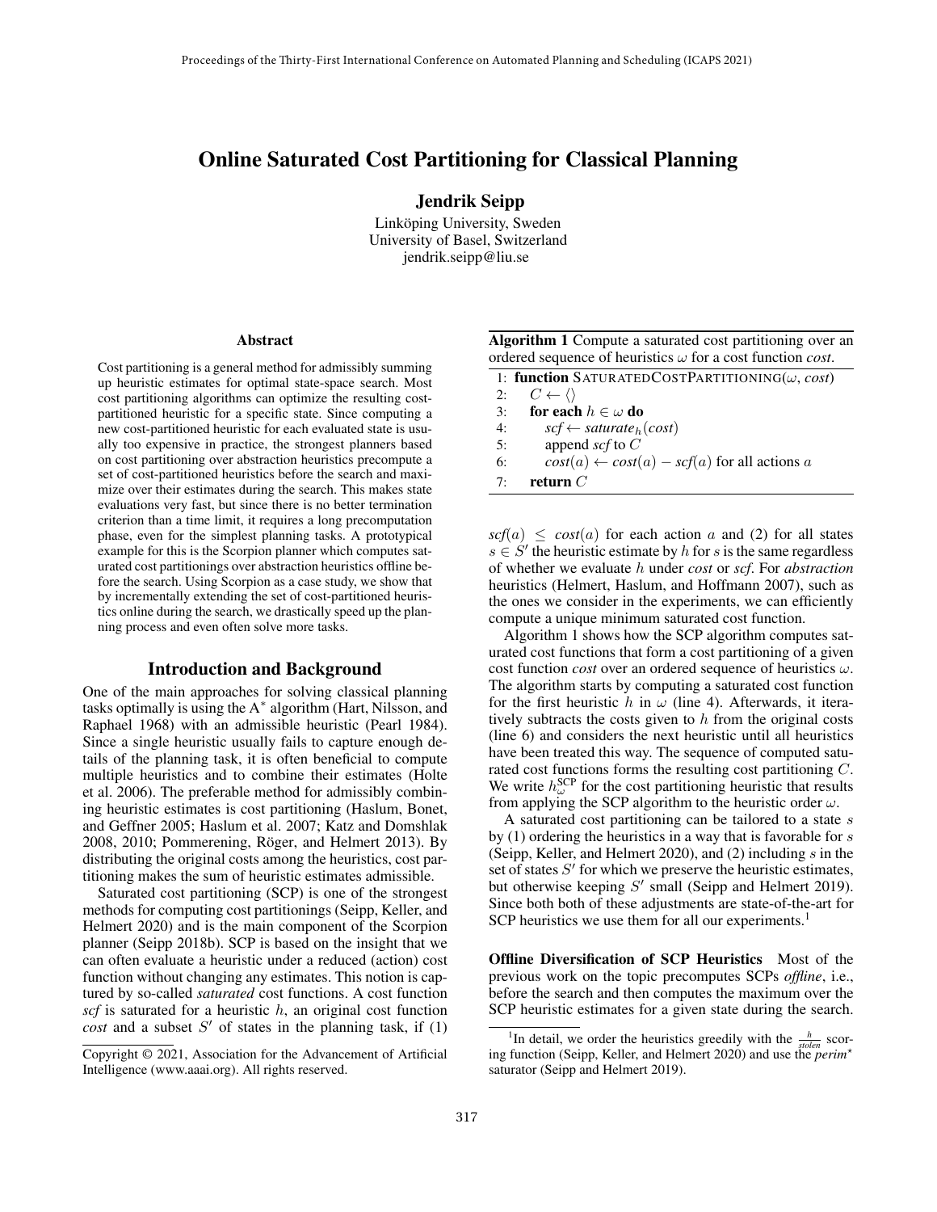# Online Saturated Cost Partitioning for Classical Planning

**Jendrik Seipp**

Linköping University, Sweden
University of Basel, Switzerland
jendrik.seipp@liu.se

### Abstract

Cost partitioning is a general method for admissibly summing up heuristic estimates for optimal state-space search. Most cost partitioning algorithms can optimize the resulting cost-partitioned heuristic for a specific state. Since computing a new cost-partitioned heuristic for each evaluated state is usually too expensive in practice, the strongest planners based on cost partitioning over abstraction heuristics precompute a set of cost-partitioned heuristics before the search and maximize over their estimates during the search. This makes state evaluations very fast, but since there is no better termination criterion than a time limit, it requires a long precomputation phase, even for the simplest planning tasks. A prototypical example for this is the Scorpion planner which computes saturated cost partitionings over abstraction heuristics offline before the search. Using Scorpion as a case study, we show that by incrementally extending the set of cost-partitioned heuristics online during the search, we drastically speed up the planning process and even often solve more tasks.

## Introduction and Background

One of the main approaches for solving classical planning tasks optimally is using the A$^*$ algorithm (Hart, Nilsson, and Raphael 1968) with an admissible heuristic (Pearl 1984). Since a single heuristic usually fails to capture enough details of the planning task, it is often beneficial to compute multiple heuristics and to combine their estimates (Holte et al. 2006). The preferable method for admissibly combining heuristic estimates is cost partitioning (Haslum, Bonet, and Geffner 2005; Haslum et al. 2007; Katz and Domshlak 2008, 2010; Pommerening, Röger, and Helmert 2013). By distributing the original costs among the heuristics, cost partitioning makes the sum of heuristic estimates admissible.

Saturated cost partitioning (SCP) is one of the strongest methods for computing cost partitionings (Seipp, Keller, and Helmert 2020) and is the main component of the Scorpion planner (Seipp 2018b). SCP is based on the insight that we can often evaluate a heuristic under a reduced (action) cost function without changing any estimates. This notion is captured by so-called *saturated* cost functions. A cost function *scf* is saturated for a heuristic $h$, an original cost function *cost* and a subset $S'$ of states in the planning task, if (1) $\mathit{scf}(a) \leq \mathit{cost}(a)$ for each action $a$ and (2) for all states $s \in S'$ the heuristic estimate by $h$ for $s$ is the same regardless of whether we evaluate $h$ under *cost* or *scf*. For *abstraction* heuristics (Helmert, Haslum, and Hoffmann 2007), such as the ones we consider in the experiments, we can efficiently compute a unique minimum saturated cost function.

**Algorithm 1** Compute a saturated cost partitioning over an ordered sequence of heuristics $\omega$ for a cost function *cost*.

```
1: function SATURATEDCOSTPARTITIONING(ω, cost)
2:     C ← ⟨⟩
3:     for each h ∈ ω do
4:         scf ← saturate_h(cost)
5:         append scf to C
6:         cost(a) ← cost(a) − scf(a) for all actions a
7:     return C
```

Algorithm 1 shows how the SCP algorithm computes saturated cost functions that form a cost partitioning of a given cost function *cost* over an ordered sequence of heuristics $\omega$. The algorithm starts by computing a saturated cost function for the first heuristic $h$ in $\omega$ (line 4). Afterwards, it iteratively subtracts the costs given to $h$ from the original costs (line 6) and considers the next heuristic until all heuristics have been treated this way. The sequence of computed saturated cost functions forms the resulting cost partitioning $C$. We write $h^{\text{SCP}}_{\omega}$ for the cost partitioning heuristic that results from applying the SCP algorithm to the heuristic order $\omega$.

A saturated cost partitioning can be tailored to a state $s$ by (1) ordering the heuristics in a way that is favorable for $s$ (Seipp, Keller, and Helmert 2020), and (2) including $s$ in the set of states $S'$ for which we preserve the heuristic estimates, but otherwise keeping $S'$ small (Seipp and Helmert 2019). Since both both of these adjustments are state-of-the-art for SCP heuristics we use them for all our experiments.[1]

**Offline Diversification of SCP Heuristics** Most of the previous work on the topic precomputes SCPs *offline*, i.e., before the search and then computes the maximum over the SCP heuristic estimates for a given state during the search.

[1] In detail, we order the heuristics greedily with the $\frac{h}{\mathit{stolen}}$ scoring function (Seipp, Keller, and Helmert 2020) and use the *perim*$^\star$ saturator (Seipp and Helmert 2019).

Copyright © 2021, Association for the Advancement of Artificial Intelligence (www.aaai.org). All rights reserved.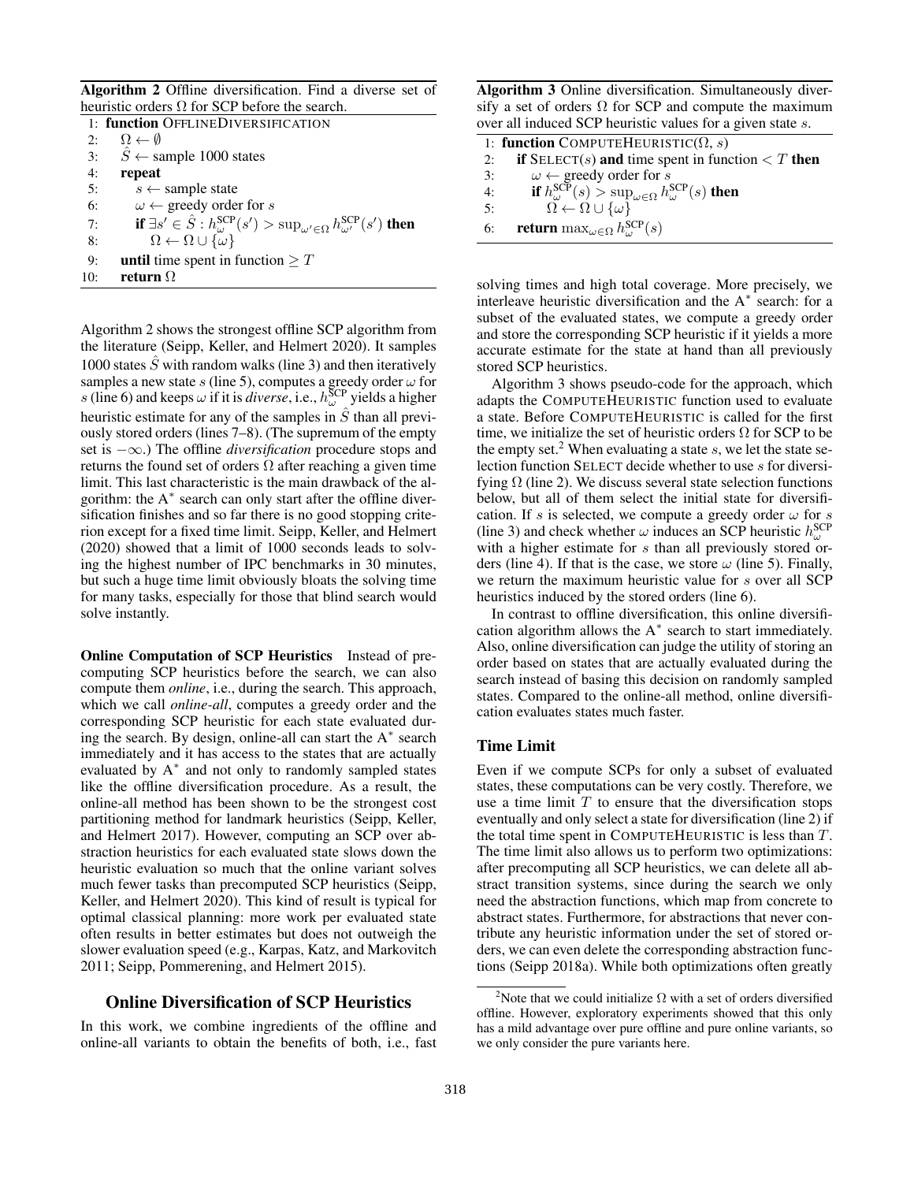**Algorithm 2** Offline diversification. Find a diverse set of heuristic orders $\Omega$ for SCP before the search.

```
1: function OfflineDiversification
2:   Ω ← ∅
3:   Ŝ ← sample 1000 states
4:   repeat
5:     s ← sample state
6:     ω ← greedy order for s
7:     if ∃s' ∈ Ŝ : h_ω^SCP(s') > sup_{ω'∈Ω} h_{ω'}^SCP(s') then
8:       Ω ← Ω ∪ {ω}
9:   until time spent in function ≥ T
10:  return Ω
```

Algorithm 2 shows the strongest offline SCP algorithm from the literature (Seipp, Keller, and Helmert 2020). It samples 1000 states $\hat{S}$ with random walks (line 3) and then iteratively samples a new state $s$ (line 5), computes a greedy order $\omega$ for $s$ (line 6) and keeps $\omega$ if it is *diverse*, i.e., $h^{\text{SCP}}_{\omega}$ yields a higher heuristic estimate for any of the samples in $\hat{S}$ than all previously stored orders (lines 7–8). (The supremum of the empty set is $-\infty$.) The offline *diversification* procedure stops and returns the found set of orders $\Omega$ after reaching a given time limit. This last characteristic is the main drawback of the algorithm: the A$^*$ search can only start after the offline diversification finishes and so far there is no good stopping criterion except for a fixed time limit. Seipp, Keller, and Helmert (2020) showed that a limit of 1000 seconds leads to solving the highest number of IPC benchmarks in 30 minutes, but such a huge time limit obviously bloats the solving time for many tasks, especially for those that blind search would solve instantly.

**Online Computation of SCP Heuristics** Instead of precomputing SCP heuristics before the search, we can also compute them *online*, i.e., during the search. This approach, which we call *online-all*, computes a greedy order and the corresponding SCP heuristic for each state evaluated during the search. By design, online-all can start the A$^*$ search immediately and it has access to the states that are actually evaluated by A$^*$ and not only to randomly sampled states like the offline diversification procedure. As a result, the online-all method has been shown to be the strongest cost partitioning method for landmark heuristics (Seipp, Keller, and Helmert 2017). However, computing an SCP over abstraction heuristics for each evaluated state slows down the heuristic evaluation so much that the online variant solves much fewer tasks than precomputed SCP heuristics (Seipp, Keller, and Helmert 2020). This kind of result is typical for optimal classical planning: more work per evaluated state often results in better estimates but does not outweigh the slower evaluation speed (e.g., Karpas, Katz, and Markovitch 2011; Seipp, Pommerening, and Helmert 2015).

## Online Diversification of SCP Heuristics

In this work, we combine ingredients of the offline and online-all variants to obtain the benefits of both, i.e., fast solving times and high total coverage. More precisely, we interleave heuristic diversification and the A$^*$ search: for a subset of the evaluated states, we compute a greedy order and store the corresponding SCP heuristic if it yields a more accurate estimate for the state at hand than all previously stored SCP heuristics.

**Algorithm 3** Online diversification. Simultaneously diversify a set of orders $\Omega$ for SCP and compute the maximum over all induced SCP heuristic values for a given state $s$.

```
1: function ComputeHeuristic(Ω, s)
2:   if Select(s) and time spent in function < T then
3:     ω ← greedy order for s
4:     if h_ω^SCP(s) > sup_{ω∈Ω} h_ω^SCP(s) then
5:       Ω ← Ω ∪ {ω}
6:   return max_{ω∈Ω} h_ω^SCP(s)
```

Algorithm 3 shows pseudo-code for the approach, which adapts the ComputeHeuristic function used to evaluate a state. Before ComputeHeuristic is called for the first time, we initialize the set of heuristic orders $\Omega$ for SCP to be the empty set.[2] When evaluating a state $s$, we let the state selection function Select decide whether to use $s$ for diversifying $\Omega$ (line 2). We discuss several state selection functions below, but all of them select the initial state for diversification. If $s$ is selected, we compute a greedy order $\omega$ for $s$ (line 3) and check whether $\omega$ induces an SCP heuristic $h^{\text{SCP}}_{\omega}$ with a higher estimate for $s$ than all previously stored orders (line 4). If that is the case, we store $\omega$ (line 5). Finally, we return the maximum heuristic value for $s$ over all SCP heuristics induced by the stored orders (line 6).

In contrast to offline diversification, this online diversification algorithm allows the A$^*$ search to start immediately. Also, online diversification can judge the utility of storing an order based on states that are actually evaluated during the search instead of basing this decision on randomly sampled states. Compared to the online-all method, online diversification evaluates states much faster.

### Time Limit

Even if we compute SCPs for only a subset of evaluated states, these computations can be very costly. Therefore, we use a time limit $T$ to ensure that the diversification stops eventually and only select a state for diversification (line 2) if the total time spent in ComputeHeuristic is less than $T$. The time limit also allows us to perform two optimizations: after precomputing all SCP heuristics, we can delete all abstract transition systems, since during the search we only need the abstraction functions, which map from concrete to abstract states. Furthermore, for abstractions that never contribute any heuristic information under the set of stored orders, we can even delete the corresponding abstraction functions (Seipp 2018a). While both optimizations often greatly

[2] Note that we could initialize $\Omega$ with a set of orders diversified offline. However, exploratory experiments showed that this only has a mild advantage over pure offline and pure online variants, so we only consider the pure variants here.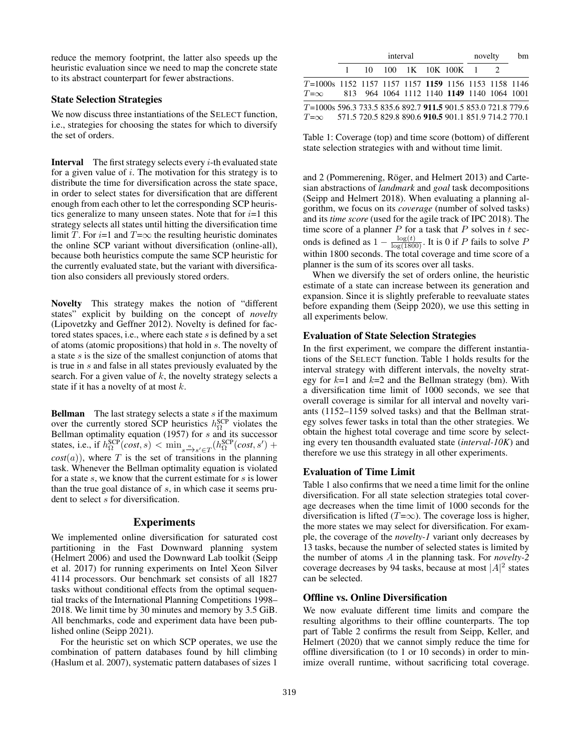reduce the memory footprint, the latter also speeds up the heuristic evaluation since we need to map the concrete state to its abstract counterpart for fewer abstractions.

### State Selection Strategies

We now discuss three instantiations of the SELECT function, i.e., strategies for choosing the states for which to diversify the set of orders.

**Interval** The first strategy selects every $i$-th evaluated state for a given value of $i$. The motivation for this strategy is to distribute the time for diversification across the state space, in order to select states for diversification that are different enough from each other to let the corresponding SCP heuristics generalize to many unseen states. Note that for $i$=1 this strategy selects all states until hitting the diversification time limit $T$. For $i$=1 and $T$=$\infty$ the resulting heuristic dominates the online SCP variant without diversification (online-all), because both heuristics compute the same SCP heuristic for the currently evaluated state, but the variant with diversification also considers all previously stored orders.

**Novelty** This strategy makes the notion of "different states" explicit by building on the concept of *novelty* (Lipovetzky and Geffner 2012). Novelty is defined for factored states spaces, i.e., where each state $s$ is defined by a set of atoms (atomic propositions) that hold in $s$. The novelty of a state $s$ is the size of the smallest conjunction of atoms that is true in $s$ and false in all states previously evaluated by the search. For a given value of $k$, the novelty strategy selects a state if it has a novelty of at most $k$.

**Bellman** The last strategy selects a state $s$ if the maximum over the currently stored SCP heuristics $h^{\text{SCP}}_{\Omega}$ violates the Bellman optimality equation (1957) for $s$ and its successor states, i.e., if $h^{\text{SCP}}_{\Omega}(cost, s) < \min_{s \xrightarrow{a} s' \in T}(h^{\text{SCP}}_{\Omega}(cost, s') + cost(a))$, where $T$ is the set of transitions in the planning task. Whenever the Bellman optimality equation is violated for a state $s$, we know that the current estimate for $s$ is lower than the true goal distance of $s$, in which case it seems prudent to select $s$ for diversification.

## Experiments

We implemented online diversification for saturated cost partitioning in the Fast Downward planning system (Helmert 2006) and used the Downward Lab toolkit (Seipp et al. 2017) for running experiments on Intel Xeon Silver 4114 processors. Our benchmark set consists of all 1827 tasks without conditional effects from the optimal sequential tracks of the International Planning Competitions 1998–2018. We limit time by 30 minutes and memory by 3.5 GiB. All benchmarks, code and experiment data have been published online (Seipp 2021).

For the heuristic set on which SCP operates, we use the combination of pattern databases found by hill climbing (Haslum et al. 2007), systematic pattern databases of sizes 1 and 2 (Pommerening, Röger, and Helmert 2013) and Cartesian abstractions of *landmark* and *goal* task decompositions (Seipp and Helmert 2018). When evaluating a planning algorithm, we focus on its *coverage* (number of solved tasks) and its *time score* (used for the agile track of IPC 2018). The time score of a planner $P$ for a task that $P$ solves in $t$ seconds is defined as $1 - \frac{\log(t)}{\log(1800)}$. It is 0 if $P$ fails to solve $P$ within 1800 seconds. The total coverage and time score of a planner is the sum of its scores over all tasks.

| | interval | | | | | | novelty | | bm |
|---|---|---|---|---|---|---|---|---|---|
| | 1 | 10 | 100 | 1K | 10K | 100K | 1 | 2 | |
| $T$=1000s | 1152 | 1157 | 1157 | 1157 | **1159** | 1156 | 1153 | 1158 | 1146 |
| $T$=$\infty$ | 813 | 964 | 1064 | 1112 | 1140 | **1149** | 1140 | 1064 | 1001 |
| $T$=1000s | 596.3 | 733.5 | 835.6 | 892.7 | **911.5** | 901.5 | 853.0 | 721.8 | 779.6 |
| $T$=$\infty$ | 571.5 | 720.5 | 829.8 | 890.6 | **910.5** | 901.1 | 851.9 | 714.2 | 770.1 |

Table 1: Coverage (top) and time score (bottom) of different state selection strategies with and without time limit.

When we diversify the set of orders online, the heuristic estimate of a state can increase between its generation and expansion. Since it is slightly preferable to reevaluate states before expanding them (Seipp 2020), we use this setting in all experiments below.

### Evaluation of State Selection Strategies

In the first experiment, we compare the different instantiations of the SELECT function. Table 1 holds results for the interval strategy with different intervals, the novelty strategy for $k$=1 and $k$=2 and the Bellman strategy (bm). With a diversification time limit of 1000 seconds, we see that overall coverage is similar for all interval and novelty variants (1152–1159 solved tasks) and that the Bellman strategy solves fewer tasks in total than the other strategies. We obtain the highest total coverage and time score by selecting every ten thousandth evaluated state (*interval-10K*) and therefore we use this strategy in all other experiments.

### Evaluation of Time Limit

Table 1 also confirms that we need a time limit for the online diversification. For all state selection strategies total coverage decreases when the time limit of 1000 seconds for the diversification is lifted ($T$=$\infty$). The coverage loss is higher, the more states we may select for diversification. For example, the coverage of the *novelty-1* variant only decreases by 13 tasks, because the number of selected states is limited by the number of atoms $A$ in the planning task. For *novelty-2* coverage decreases by 94 tasks, because at most $|A|^2$ states can be selected.

### Offline vs. Online Diversification

We now evaluate different time limits and compare the resulting algorithms to their offline counterparts. The top part of Table 2 confirms the result from Seipp, Keller, and Helmert (2020) that we cannot simply reduce the time for offline diversification (to 1 or 10 seconds) in order to minimize overall runtime, without sacrificing total coverage.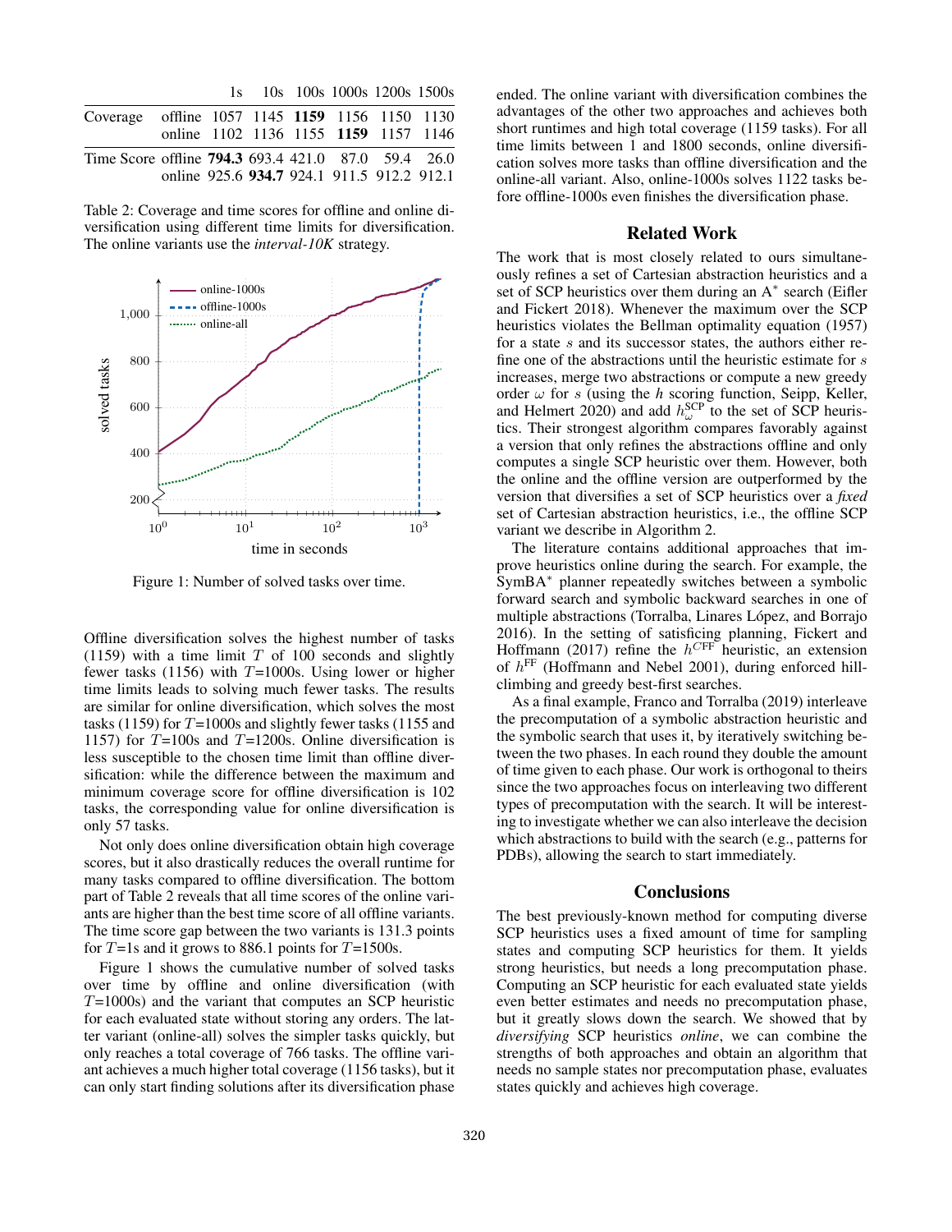| | | 1s | 10s | 100s | 1000s | 1200s | 1500s |
|---|---|---|---|---|---|---|---|
| Coverage | offline | 1057 | 1145 | **1159** | 1156 | 1150 | 1130 |
| | online | 1102 | 1136 | 1155 | **1159** | 1157 | 1146 |
| Time Score | offline | **794.3** | 693.4 | 421.0 | 87.0 | 59.4 | 26.0 |
| | online | 925.6 | **934.7** | 924.1 | 911.5 | 912.2 | 912.1 |

Table 2: Coverage and time scores for offline and online diversification using different time limits for diversification. The online variants use the *interval-10K* strategy.

Figure 1: Number of solved tasks over time.

Offline diversification solves the highest number of tasks (1159) with a time limit $T$ of 100 seconds and slightly fewer tasks (1156) with $T$=1000s. Using lower or higher time limits leads to solving much fewer tasks. The results are similar for online diversification, which solves the most tasks (1159) for $T$=1000s and slightly fewer tasks (1155 and 1157) for $T$=100s and $T$=1200s. Online diversification is less susceptible to the chosen time limit than offline diversification: while the difference between the maximum and minimum coverage score for offline diversification is 102 tasks, the corresponding value for online diversification is only 57 tasks.

Not only does online diversification obtain high coverage scores, but it also drastically reduces the overall runtime for many tasks compared to offline diversification. The bottom part of Table 2 reveals that all time scores of the online variants are higher than the best time score of all offline variants. The time score gap between the two variants is 131.3 points for $T$=1s and it grows to 886.1 points for $T$=1500s.

Figure 1 shows the cumulative number of solved tasks over time by offline and online diversification (with $T$=1000s) and the variant that computes an SCP heuristic for each evaluated state without storing any orders. The latter variant (online-all) solves the simpler tasks quickly, but only reaches a total coverage of 766 tasks. The offline variant achieves a much higher total coverage (1156 tasks), but it can only start finding solutions after its diversification phase ended. The online variant with diversification combines the advantages of the other two approaches and achieves both short runtimes and high total coverage (1159 tasks). For all time limits between 1 and 1800 seconds, online diversification solves more tasks than offline diversification and the online-all variant. Also, online-1000s solves 1122 tasks before offline-1000s even finishes the diversification phase.

## Related Work

The work that is most closely related to ours simultaneously refines a set of Cartesian abstraction heuristics and a set of SCP heuristics over them during an A$^*$ search (Eifler and Fickert 2018). Whenever the maximum over the SCP heuristics violates the Bellman optimality equation (1957) for a state $s$ and its successor states, the authors either refine one of the abstractions until the heuristic estimate for $s$ increases, merge two abstractions or compute a new greedy order $\omega$ for $s$ (using the $h$ scoring function, Seipp, Keller, and Helmert 2020) and add $h^{\text{SCP}}_{\omega}$ to the set of SCP heuristics. Their strongest algorithm compares favorably against a version that only refines the abstractions offline and only computes a single SCP heuristic over them. However, both the online and the offline version are outperformed by the version that diversifies a set of SCP heuristics over a *fixed* set of Cartesian abstraction heuristics, i.e., the offline SCP variant we describe in Algorithm 2.

The literature contains additional approaches that improve heuristics online during the search. For example, the SymBA$^*$ planner repeatedly switches between a symbolic forward search and symbolic backward searches in one of multiple abstractions (Torralba, Linares López, and Borrajo 2016). In the setting of satisficing planning, Fickert and Hoffmann (2017) refine the $h^{\mathcal{C}\text{FF}}$ heuristic, an extension of $h^{\text{FF}}$ (Hoffmann and Nebel 2001), during enforced hill-climbing and greedy best-first searches.

As a final example, Franco and Torralba (2019) interleave the precomputation of a symbolic abstraction heuristic and the symbolic search that uses it, by iteratively switching between the two phases. In each round they double the amount of time given to each phase. Our work is orthogonal to theirs since the two approaches focus on interleaving two different types of precomputation with the search. It will be interesting to investigate whether we can also interleave the decision which abstractions to build with the search (e.g., patterns for PDBs), allowing the search to start immediately.

## Conclusions

The best previously-known method for computing diverse SCP heuristics uses a fixed amount of time for sampling states and computing SCP heuristics for them. It yields strong heuristics, but needs a long precomputation phase. Computing an SCP heuristic for each evaluated state yields even better estimates and needs no precomputation phase, but it greatly slows down the search. We showed that by *diversifying* SCP heuristics *online*, we can combine the strengths of both approaches and obtain an algorithm that needs no sample states nor precomputation phase, evaluates states quickly and achieves high coverage.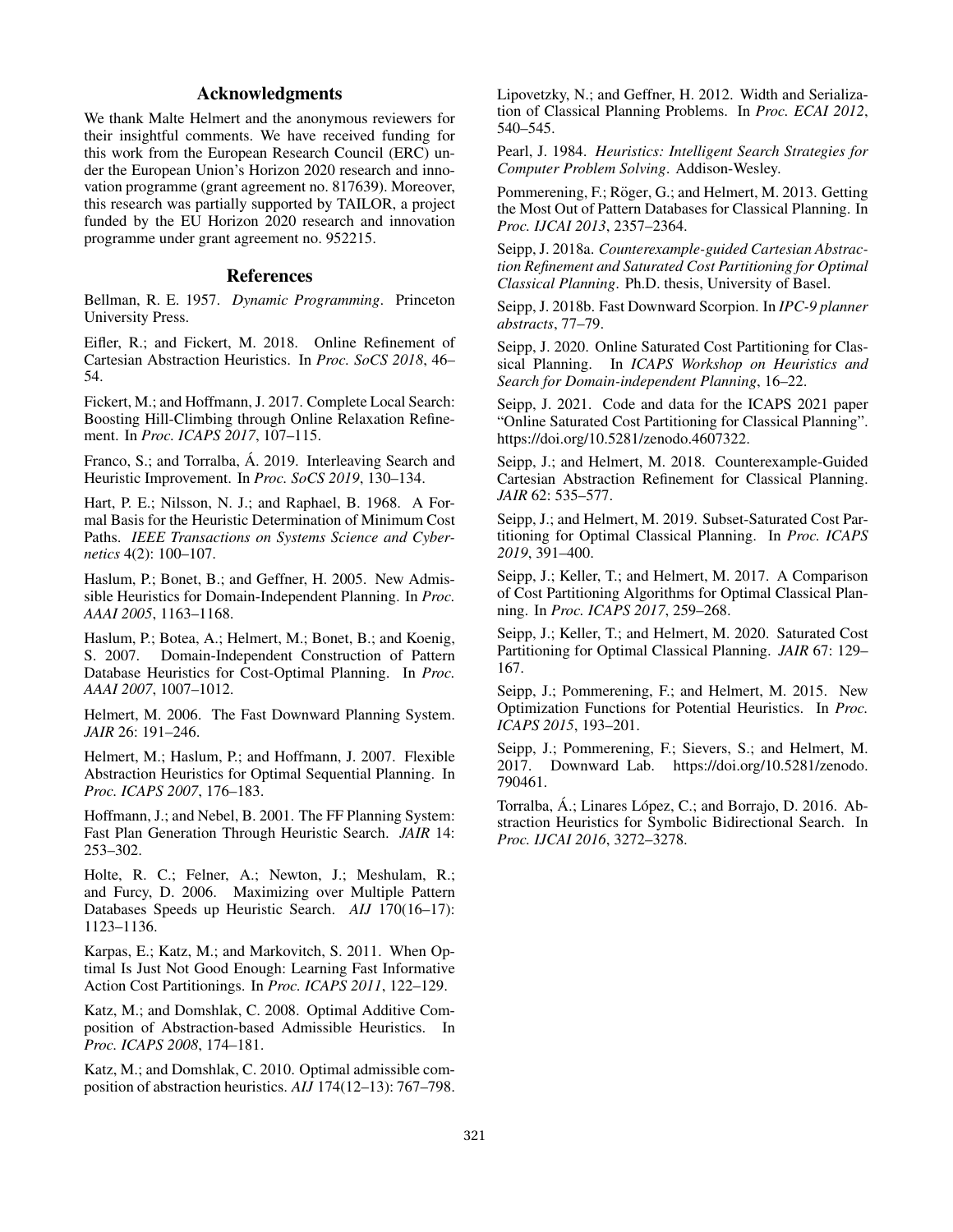## Acknowledgments

We thank Malte Helmert and the anonymous reviewers for their insightful comments. We have received funding for this work from the European Research Council (ERC) under the European Union's Horizon 2020 research and innovation programme (grant agreement no. 817639). Moreover, this research was partially supported by TAILOR, a project funded by the EU Horizon 2020 research and innovation programme under grant agreement no. 952215.

## References

Bellman, R. E. 1957. *Dynamic Programming*. Princeton University Press.

Eifler, R.; and Fickert, M. 2018. Online Refinement of Cartesian Abstraction Heuristics. In *Proc. SoCS 2018*, 46–54.

Fickert, M.; and Hoffmann, J. 2017. Complete Local Search: Boosting Hill-Climbing through Online Relaxation Refinement. In *Proc. ICAPS 2017*, 107–115.

Franco, S.; and Torralba, Á. 2019. Interleaving Search and Heuristic Improvement. In *Proc. SoCS 2019*, 130–134.

Hart, P. E.; Nilsson, N. J.; and Raphael, B. 1968. A Formal Basis for the Heuristic Determination of Minimum Cost Paths. *IEEE Transactions on Systems Science and Cybernetics* 4(2): 100–107.

Haslum, P.; Bonet, B.; and Geffner, H. 2005. New Admissible Heuristics for Domain-Independent Planning. In *Proc. AAAI 2005*, 1163–1168.

Haslum, P.; Botea, A.; Helmert, M.; Bonet, B.; and Koenig, S. 2007. Domain-Independent Construction of Pattern Database Heuristics for Cost-Optimal Planning. In *Proc. AAAI 2007*, 1007–1012.

Helmert, M. 2006. The Fast Downward Planning System. *JAIR* 26: 191–246.

Helmert, M.; Haslum, P.; and Hoffmann, J. 2007. Flexible Abstraction Heuristics for Optimal Sequential Planning. In *Proc. ICAPS 2007*, 176–183.

Hoffmann, J.; and Nebel, B. 2001. The FF Planning System: Fast Plan Generation Through Heuristic Search. *JAIR* 14: 253–302.

Holte, R. C.; Felner, A.; Newton, J.; Meshulam, R.; and Furcy, D. 2006. Maximizing over Multiple Pattern Databases Speeds up Heuristic Search. *AIJ* 170(16–17): 1123–1136.

Karpas, E.; Katz, M.; and Markovitch, S. 2011. When Optimal Is Just Not Good Enough: Learning Fast Informative Action Cost Partitionings. In *Proc. ICAPS 2011*, 122–129.

Katz, M.; and Domshlak, C. 2008. Optimal Additive Composition of Abstraction-based Admissible Heuristics. In *Proc. ICAPS 2008*, 174–181.

Katz, M.; and Domshlak, C. 2010. Optimal admissible composition of abstraction heuristics. *AIJ* 174(12–13): 767–798.

Lipovetzky, N.; and Geffner, H. 2012. Width and Serialization of Classical Planning Problems. In *Proc. ECAI 2012*, 540–545.

Pearl, J. 1984. *Heuristics: Intelligent Search Strategies for Computer Problem Solving*. Addison-Wesley.

Pommerening, F.; Röger, G.; and Helmert, M. 2013. Getting the Most Out of Pattern Databases for Classical Planning. In *Proc. IJCAI 2013*, 2357–2364.

Seipp, J. 2018a. *Counterexample-guided Cartesian Abstraction Refinement and Saturated Cost Partitioning for Optimal Classical Planning*. Ph.D. thesis, University of Basel.

Seipp, J. 2018b. Fast Downward Scorpion. In *IPC-9 planner abstracts*, 77–79.

Seipp, J. 2020. Online Saturated Cost Partitioning for Classical Planning. In *ICAPS Workshop on Heuristics and Search for Domain-independent Planning*, 16–22.

Seipp, J. 2021. Code and data for the ICAPS 2021 paper "Online Saturated Cost Partitioning for Classical Planning". https://doi.org/10.5281/zenodo.4607322.

Seipp, J.; and Helmert, M. 2018. Counterexample-Guided Cartesian Abstraction Refinement for Classical Planning. *JAIR* 62: 535–577.

Seipp, J.; and Helmert, M. 2019. Subset-Saturated Cost Partitioning for Optimal Classical Planning. In *Proc. ICAPS 2019*, 391–400.

Seipp, J.; Keller, T.; and Helmert, M. 2017. A Comparison of Cost Partitioning Algorithms for Optimal Classical Planning. In *Proc. ICAPS 2017*, 259–268.

Seipp, J.; Keller, T.; and Helmert, M. 2020. Saturated Cost Partitioning for Optimal Classical Planning. *JAIR* 67: 129–167.

Seipp, J.; Pommerening, F.; and Helmert, M. 2015. New Optimization Functions for Potential Heuristics. In *Proc. ICAPS 2015*, 193–201.

Seipp, J.; Pommerening, F.; Sievers, S.; and Helmert, M. 2017. Downward Lab. https://doi.org/10.5281/zenodo.790461.

Torralba, Á.; Linares López, C.; and Borrajo, D. 2016. Abstraction Heuristics for Symbolic Bidirectional Search. In *Proc. IJCAI 2016*, 3272–3278.